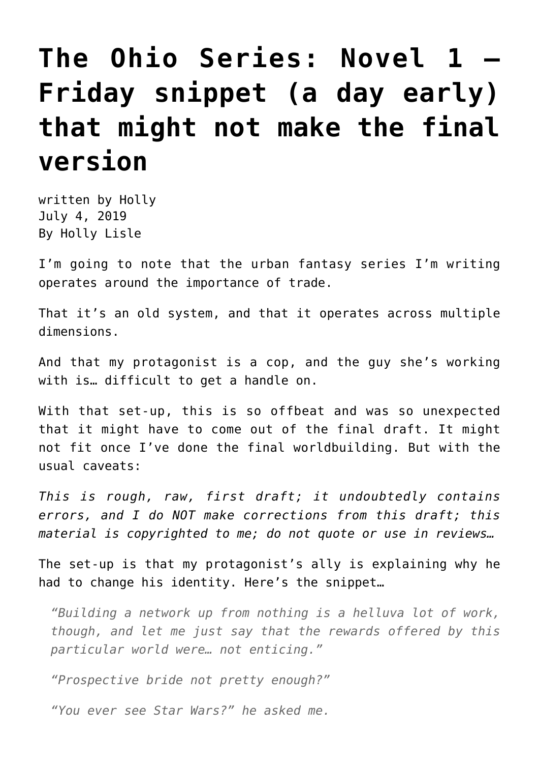# The Ohio Series: Novel 1 — Friday snippet (a day early) that might not make the final version

written by Holly
July 4, 2019
By Holly Lisle

I'm going to note that the urban fantasy series I'm writing operates around the importance of trade.

That it's an old system, and that it operates across multiple dimensions.

And that my protagonist is a cop, and the guy she's working with is… difficult to get a handle on.

With that set-up, this is so offbeat and was so unexpected that it might have to come out of the final draft. It might not fit once I've done the final worldbuilding. But with the usual caveats:

*This is rough, raw, first draft; it undoubtedly contains errors, and I do NOT make corrections from this draft; this material is copyrighted to me; do not quote or use in reviews…*

The set-up is that my protagonist's ally is explaining why he had to change his identity. Here's the snippet…

> *"Building a network up from nothing is a helluva lot of work, though, and let me just say that the rewards offered by this particular world were… not enticing."*
>
> *"Prospective bride not pretty enough?"*
>
> *"You ever see Star Wars?" he asked me.*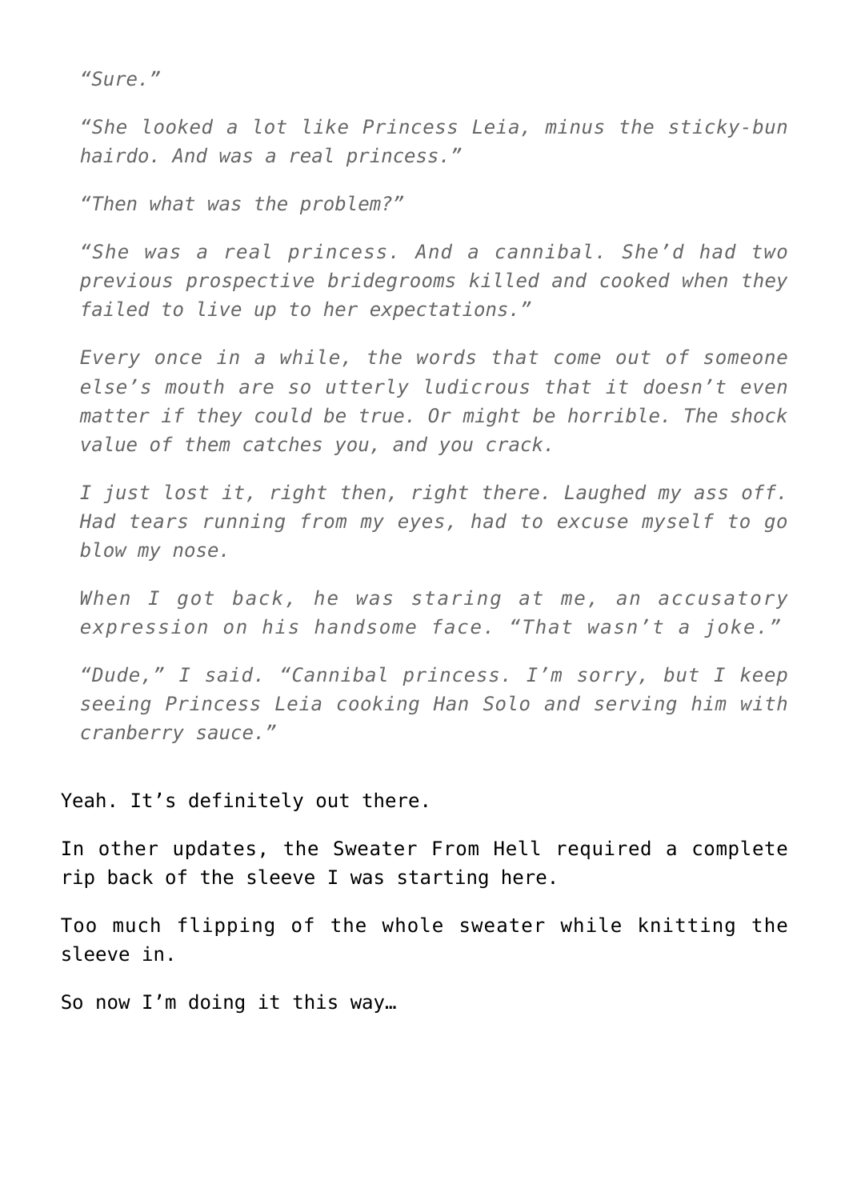*"Sure."*

*"She looked a lot like Princess Leia, minus the sticky-bun hairdo. And was a real princess."*

*"Then what was the problem?"*

*"She was a real princess. And a cannibal. She'd had two previous prospective bridegrooms killed and cooked when they failed to live up to her expectations."*

*Every once in a while, the words that come out of someone else's mouth are so utterly ludicrous that it doesn't even matter if they could be true. Or might be horrible. The shock value of them catches you, and you crack.*

*I just lost it, right then, right there. Laughed my ass off. Had tears running from my eyes, had to excuse myself to go blow my nose.*

*When I got back, he was staring at me, an accusatory expression on his handsome face. "That wasn't a joke."*

*"Dude," I said. "Cannibal princess. I'm sorry, but I keep seeing Princess Leia cooking Han Solo and serving him with cranberry sauce."*

Yeah. It's definitely out there.

In other updates, the Sweater From Hell required a complete rip back of the sleeve I was starting here.

Too much flipping of the whole sweater while knitting the sleeve in.

So now I'm doing it this way…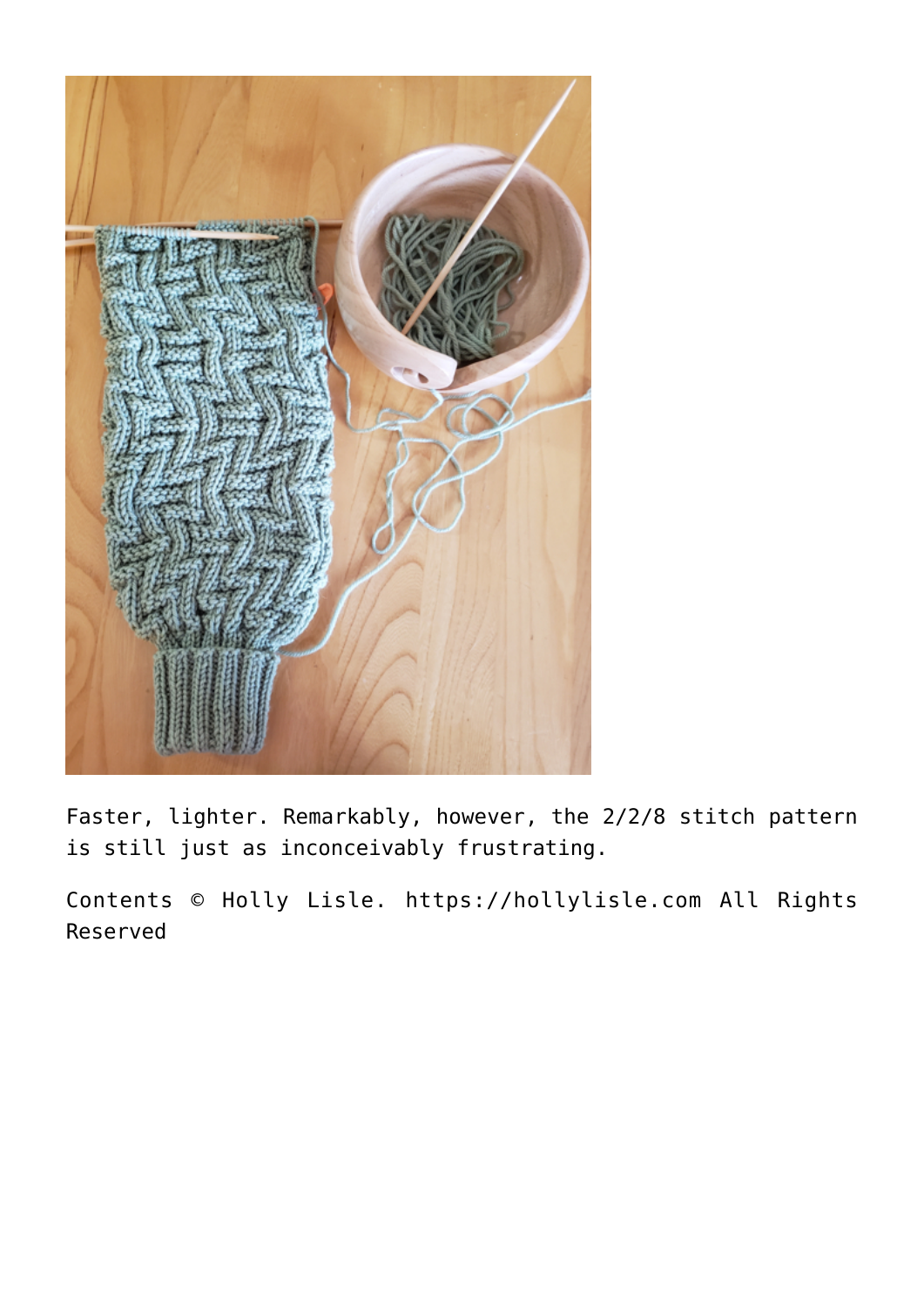Faster, lighter. Remarkably, however, the 2/2/8 stitch pattern is still just as inconceivably frustrating.

Contents © Holly Lisle. https://hollylisle.com All Rights Reserved